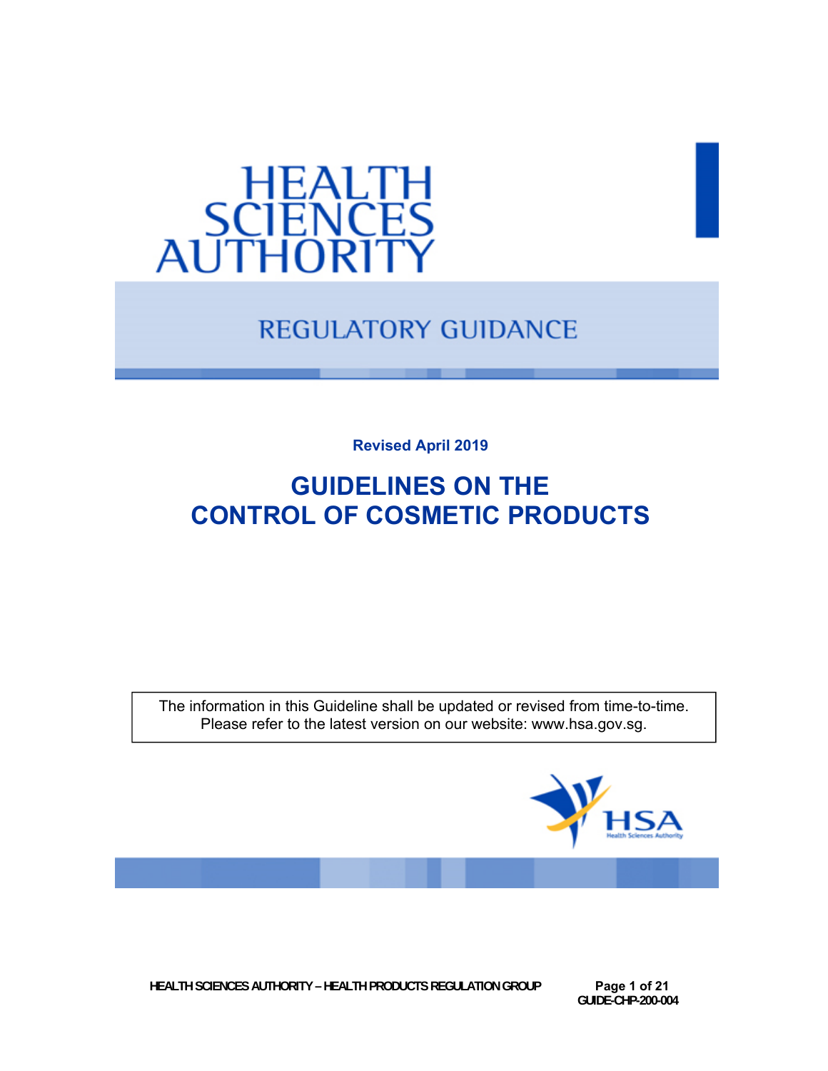HEALTH SCIENCES AUTHORITY

REGULATORY GUIDANCE

**Revised April 2019**

# GUIDELINES ON THE CONTROL OF COSMETIC PRODUCTS

The information in this Guideline shall be updated or revised from time-to-time. Please refer to the latest version on our website: www.hsa.gov.sg.

HSA Health Sciences Authority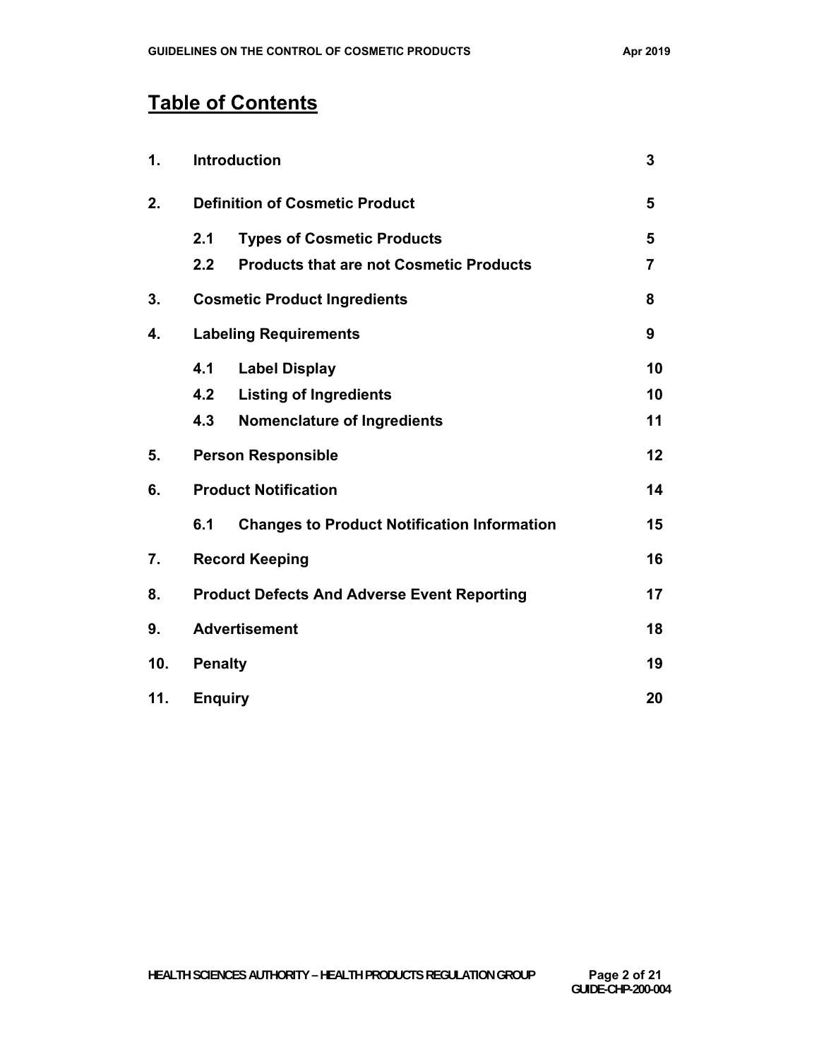# Table of Contents

| | | | |
|---|---|---|---|
| **1.** | **Introduction** | | **3** |
| **2.** | **Definition of Cosmetic Product** | | **5** |
| | **2.1** | **Types of Cosmetic Products** | **5** |
| | **2.2** | **Products that are not Cosmetic Products** | **7** |
| **3.** | **Cosmetic Product Ingredients** | | **8** |
| **4.** | **Labeling Requirements** | | **9** |
| | **4.1** | **Label Display** | **10** |
| | **4.2** | **Listing of Ingredients** | **10** |
| | **4.3** | **Nomenclature of Ingredients** | **11** |
| **5.** | **Person Responsible** | | **12** |
| **6.** | **Product Notification** | | **14** |
| | **6.1** | **Changes to Product Notification Information** | **15** |
| **7.** | **Record Keeping** | | **16** |
| **8.** | **Product Defects And Adverse Event Reporting** | | **17** |
| **9.** | **Advertisement** | | **18** |
| **10.** | **Penalty** | | **19** |
| **11.** | **Enquiry** | | **20** |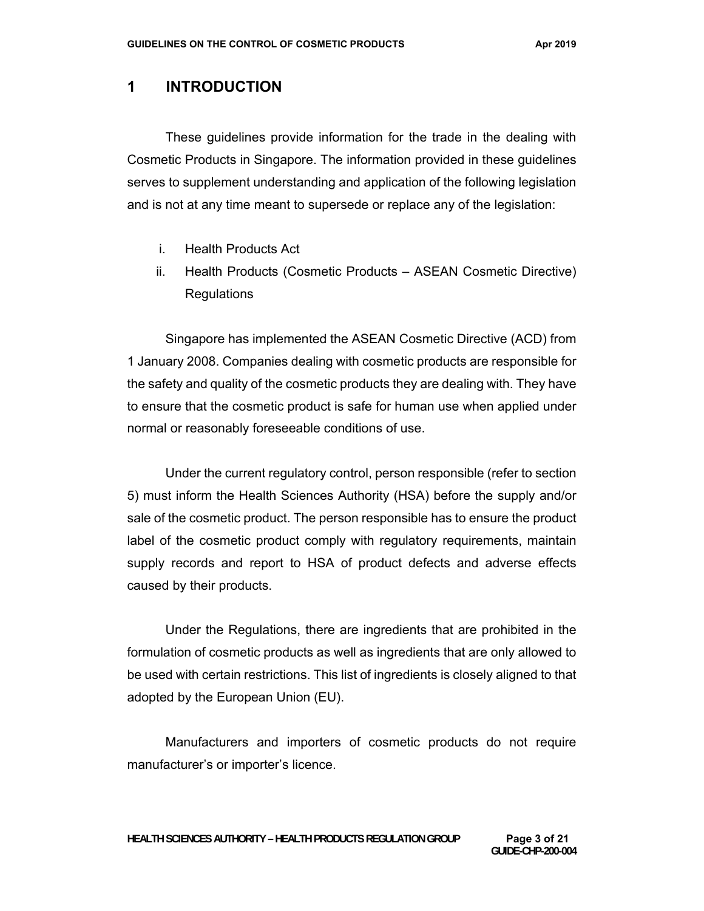# 1 INTRODUCTION

These guidelines provide information for the trade in the dealing with Cosmetic Products in Singapore. The information provided in these guidelines serves to supplement understanding and application of the following legislation and is not at any time meant to supersede or replace any of the legislation:

i. Health Products Act
ii. Health Products (Cosmetic Products – ASEAN Cosmetic Directive) Regulations

Singapore has implemented the ASEAN Cosmetic Directive (ACD) from 1 January 2008. Companies dealing with cosmetic products are responsible for the safety and quality of the cosmetic products they are dealing with. They have to ensure that the cosmetic product is safe for human use when applied under normal or reasonably foreseeable conditions of use.

Under the current regulatory control, person responsible (refer to section 5) must inform the Health Sciences Authority (HSA) before the supply and/or sale of the cosmetic product. The person responsible has to ensure the product label of the cosmetic product comply with regulatory requirements, maintain supply records and report to HSA of product defects and adverse effects caused by their products.

Under the Regulations, there are ingredients that are prohibited in the formulation of cosmetic products as well as ingredients that are only allowed to be used with certain restrictions. This list of ingredients is closely aligned to that adopted by the European Union (EU).

Manufacturers and importers of cosmetic products do not require manufacturer's or importer's licence.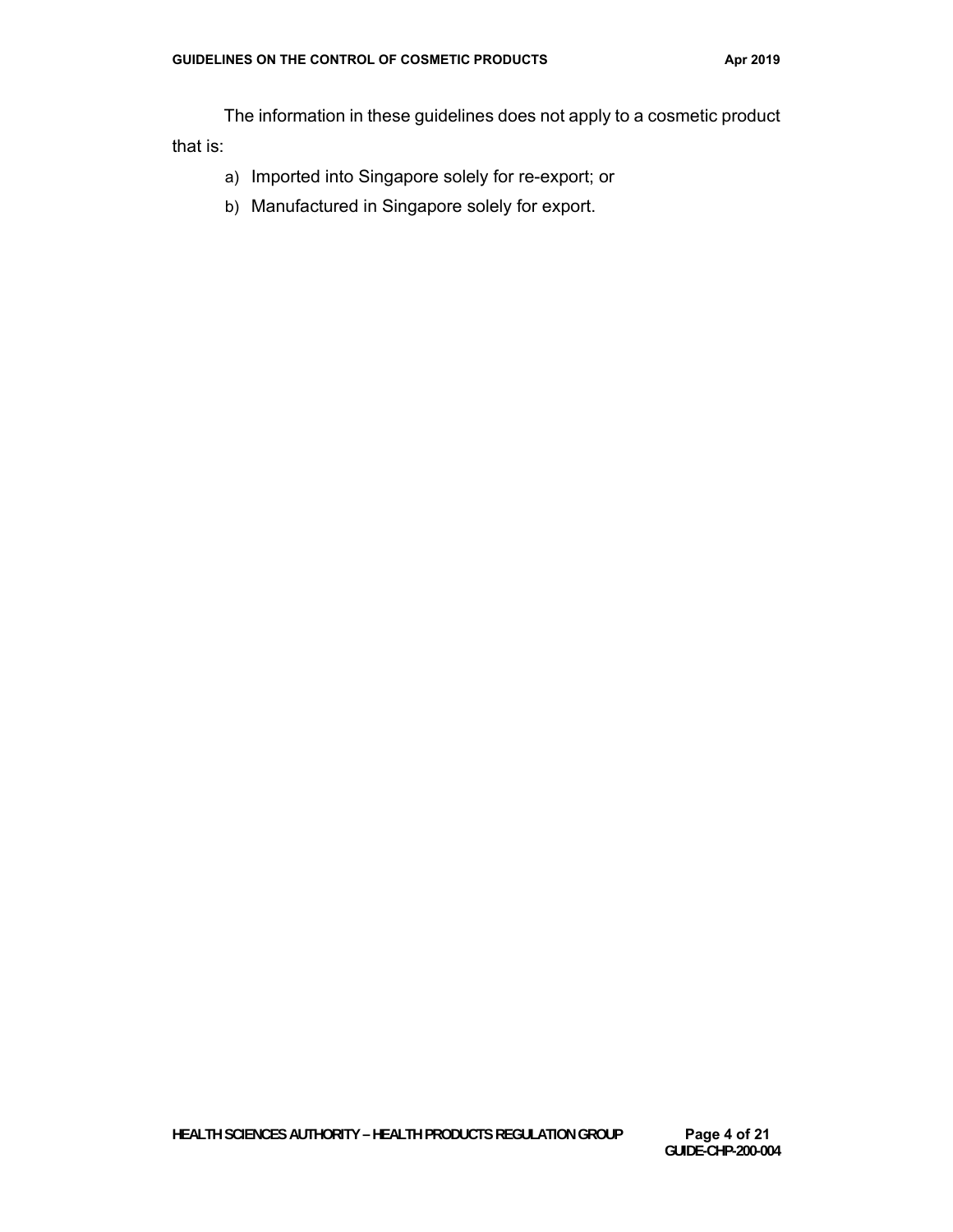The information in these guidelines does not apply to a cosmetic product that is:

a) Imported into Singapore solely for re-export; or

b) Manufactured in Singapore solely for export.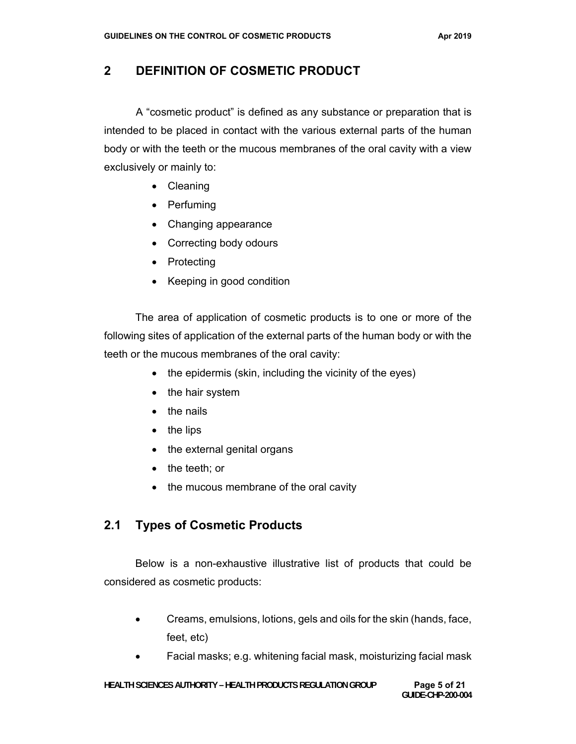## 2 DEFINITION OF COSMETIC PRODUCT

A "cosmetic product" is defined as any substance or preparation that is intended to be placed in contact with the various external parts of the human body or with the teeth or the mucous membranes of the oral cavity with a view exclusively or mainly to:

- Cleaning
- Perfuming
- Changing appearance
- Correcting body odours
- Protecting
- Keeping in good condition

The area of application of cosmetic products is to one or more of the following sites of application of the external parts of the human body or with the teeth or the mucous membranes of the oral cavity:

- the epidermis (skin, including the vicinity of the eyes)
- the hair system
- the nails
- the lips
- the external genital organs
- the teeth; or
- the mucous membrane of the oral cavity

### 2.1 Types of Cosmetic Products

Below is a non-exhaustive illustrative list of products that could be considered as cosmetic products:

- Creams, emulsions, lotions, gels and oils for the skin (hands, face, feet, etc)
- Facial masks; e.g. whitening facial mask, moisturizing facial mask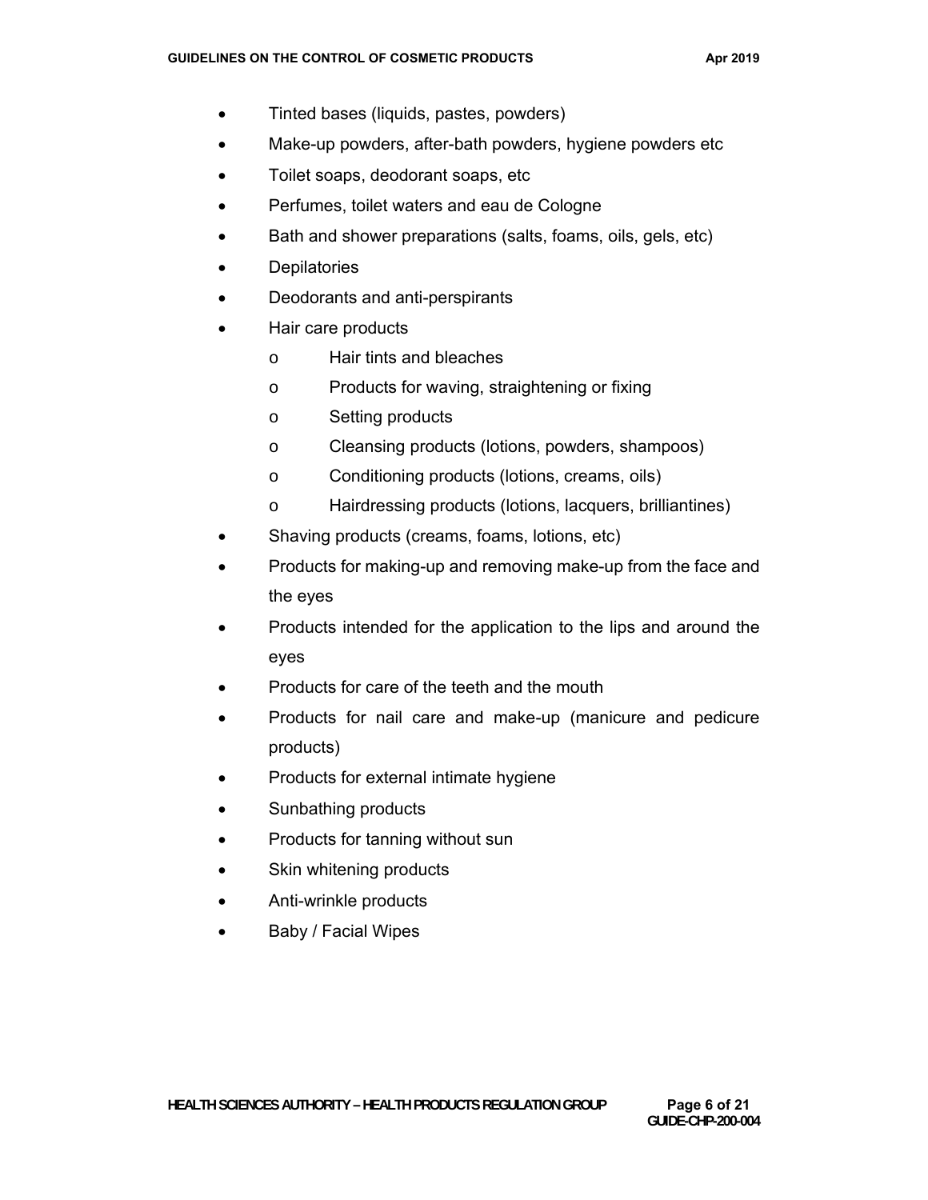- Tinted bases (liquids, pastes, powders)
- Make-up powders, after-bath powders, hygiene powders etc
- Toilet soaps, deodorant soaps, etc
- Perfumes, toilet waters and eau de Cologne
- Bath and shower preparations (salts, foams, oils, gels, etc)
- Depilatories
- Deodorants and anti-perspirants
- Hair care products
  - Hair tints and bleaches
  - Products for waving, straightening or fixing
  - Setting products
  - Cleansing products (lotions, powders, shampoos)
  - Conditioning products (lotions, creams, oils)
  - Hairdressing products (lotions, lacquers, brilliantines)
- Shaving products (creams, foams, lotions, etc)
- Products for making-up and removing make-up from the face and the eyes
- Products intended for the application to the lips and around the eyes
- Products for care of the teeth and the mouth
- Products for nail care and make-up (manicure and pedicure products)
- Products for external intimate hygiene
- Sunbathing products
- Products for tanning without sun
- Skin whitening products
- Anti-wrinkle products
- Baby / Facial Wipes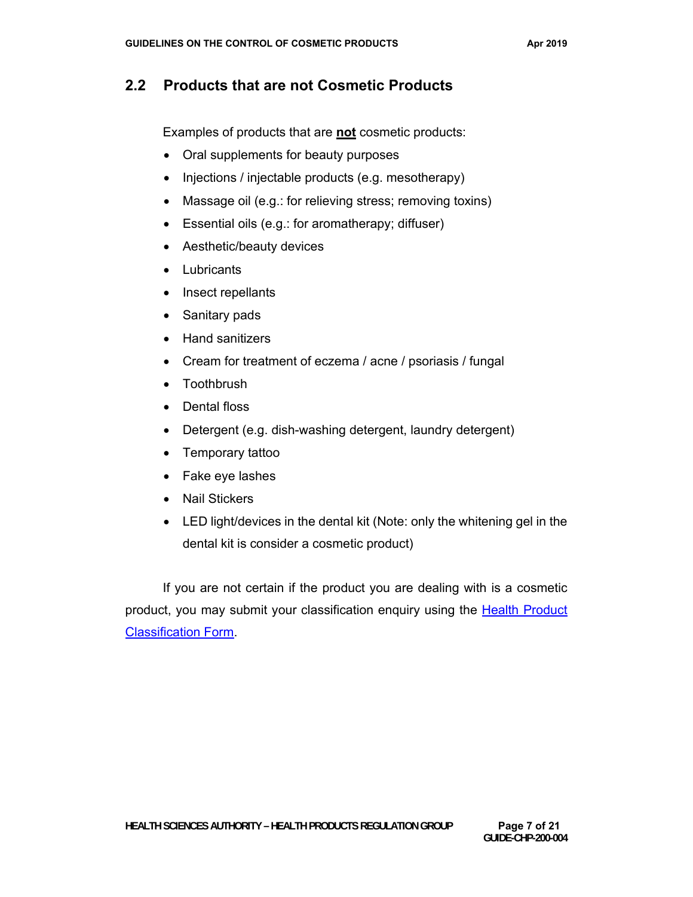## 2.2 Products that are not Cosmetic Products

Examples of products that are **not** cosmetic products:

- Oral supplements for beauty purposes
- Injections / injectable products (e.g. mesotherapy)
- Massage oil (e.g.: for relieving stress; removing toxins)
- Essential oils (e.g.: for aromatherapy; diffuser)
- Aesthetic/beauty devices
- Lubricants
- Insect repellants
- Sanitary pads
- Hand sanitizers
- Cream for treatment of eczema / acne / psoriasis / fungal
- Toothbrush
- Dental floss
- Detergent (e.g. dish-washing detergent, laundry detergent)
- Temporary tattoo
- Fake eye lashes
- Nail Stickers
- LED light/devices in the dental kit (Note: only the whitening gel in the dental kit is consider a cosmetic product)

If you are not certain if the product you are dealing with is a cosmetic product, you may submit your classification enquiry using the Health Product Classification Form.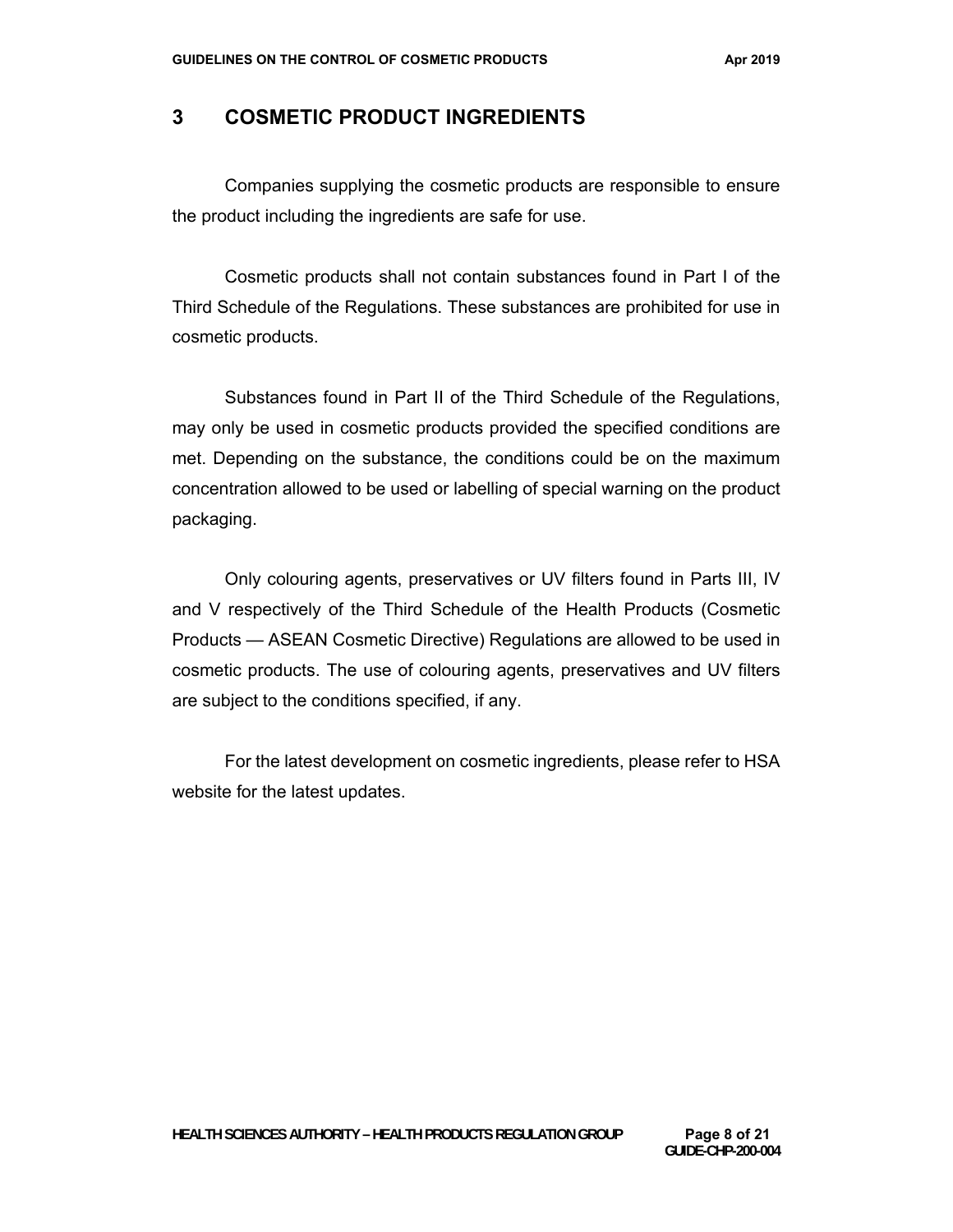## 3 COSMETIC PRODUCT INGREDIENTS

Companies supplying the cosmetic products are responsible to ensure the product including the ingredients are safe for use.

Cosmetic products shall not contain substances found in Part I of the Third Schedule of the Regulations. These substances are prohibited for use in cosmetic products.

Substances found in Part II of the Third Schedule of the Regulations, may only be used in cosmetic products provided the specified conditions are met. Depending on the substance, the conditions could be on the maximum concentration allowed to be used or labelling of special warning on the product packaging.

Only colouring agents, preservatives or UV filters found in Parts III, IV and V respectively of the Third Schedule of the Health Products (Cosmetic Products — ASEAN Cosmetic Directive) Regulations are allowed to be used in cosmetic products. The use of colouring agents, preservatives and UV filters are subject to the conditions specified, if any.

For the latest development on cosmetic ingredients, please refer to HSA website for the latest updates.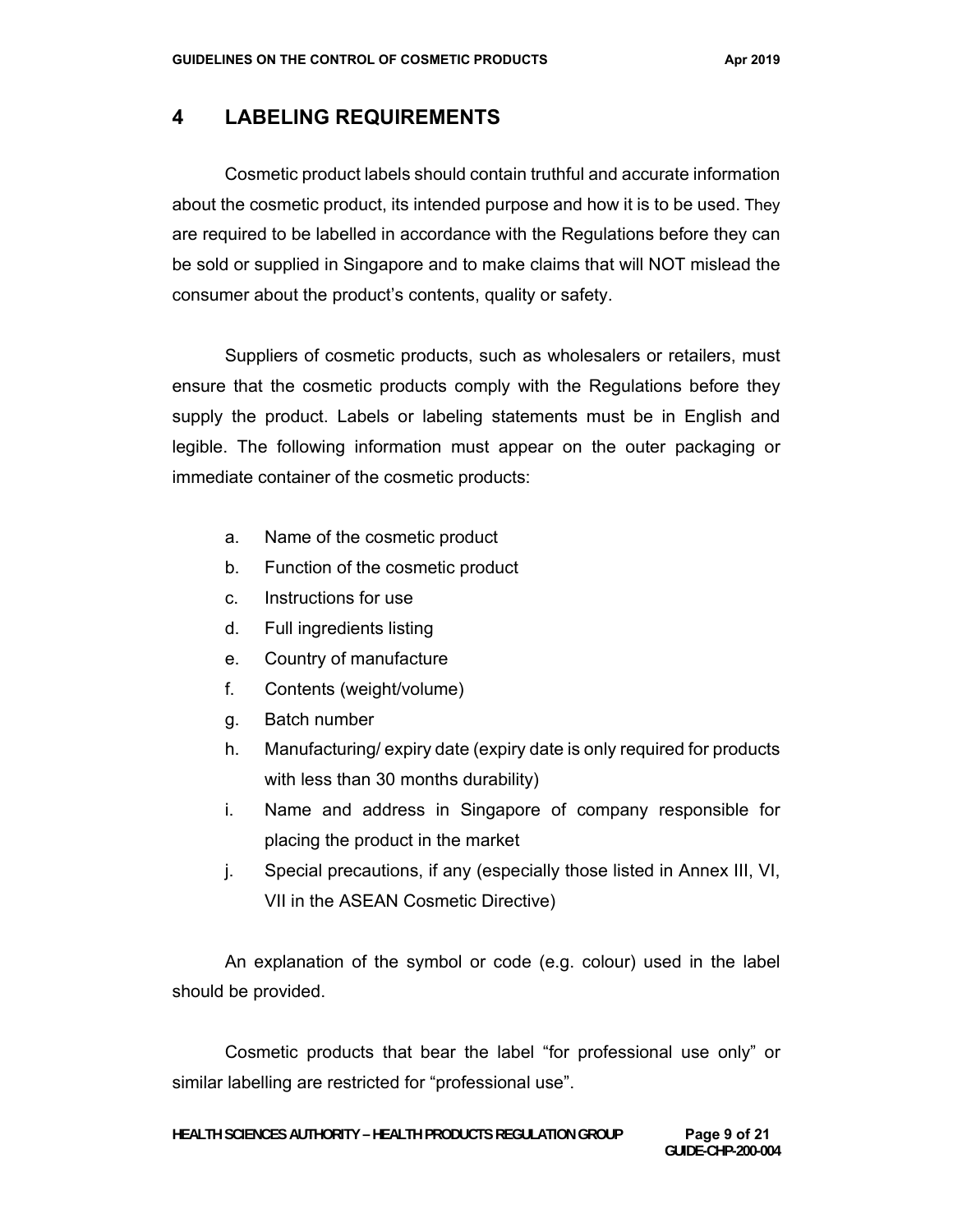# 4 LABELING REQUIREMENTS

Cosmetic product labels should contain truthful and accurate information about the cosmetic product, its intended purpose and how it is to be used. They are required to be labelled in accordance with the Regulations before they can be sold or supplied in Singapore and to make claims that will NOT mislead the consumer about the product's contents, quality or safety.

Suppliers of cosmetic products, such as wholesalers or retailers, must ensure that the cosmetic products comply with the Regulations before they supply the product. Labels or labeling statements must be in English and legible. The following information must appear on the outer packaging or immediate container of the cosmetic products:

a. Name of the cosmetic product
b. Function of the cosmetic product
c. Instructions for use
d. Full ingredients listing
e. Country of manufacture
f. Contents (weight/volume)
g. Batch number
h. Manufacturing/ expiry date (expiry date is only required for products with less than 30 months durability)
i. Name and address in Singapore of company responsible for placing the product in the market
j. Special precautions, if any (especially those listed in Annex III, VI, VII in the ASEAN Cosmetic Directive)

An explanation of the symbol or code (e.g. colour) used in the label should be provided.

Cosmetic products that bear the label "for professional use only" or similar labelling are restricted for "professional use".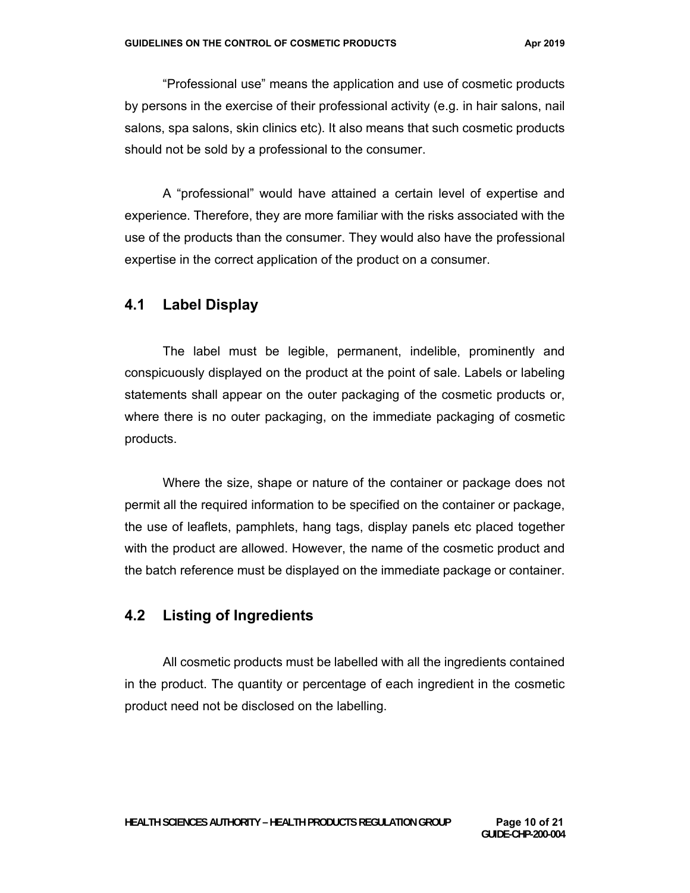"Professional use" means the application and use of cosmetic products by persons in the exercise of their professional activity (e.g. in hair salons, nail salons, spa salons, skin clinics etc). It also means that such cosmetic products should not be sold by a professional to the consumer.

A "professional" would have attained a certain level of expertise and experience. Therefore, they are more familiar with the risks associated with the use of the products than the consumer. They would also have the professional expertise in the correct application of the product on a consumer.

## 4.1 Label Display

The label must be legible, permanent, indelible, prominently and conspicuously displayed on the product at the point of sale. Labels or labeling statements shall appear on the outer packaging of the cosmetic products or, where there is no outer packaging, on the immediate packaging of cosmetic products.

Where the size, shape or nature of the container or package does not permit all the required information to be specified on the container or package, the use of leaflets, pamphlets, hang tags, display panels etc placed together with the product are allowed. However, the name of the cosmetic product and the batch reference must be displayed on the immediate package or container.

## 4.2 Listing of Ingredients

All cosmetic products must be labelled with all the ingredients contained in the product. The quantity or percentage of each ingredient in the cosmetic product need not be disclosed on the labelling.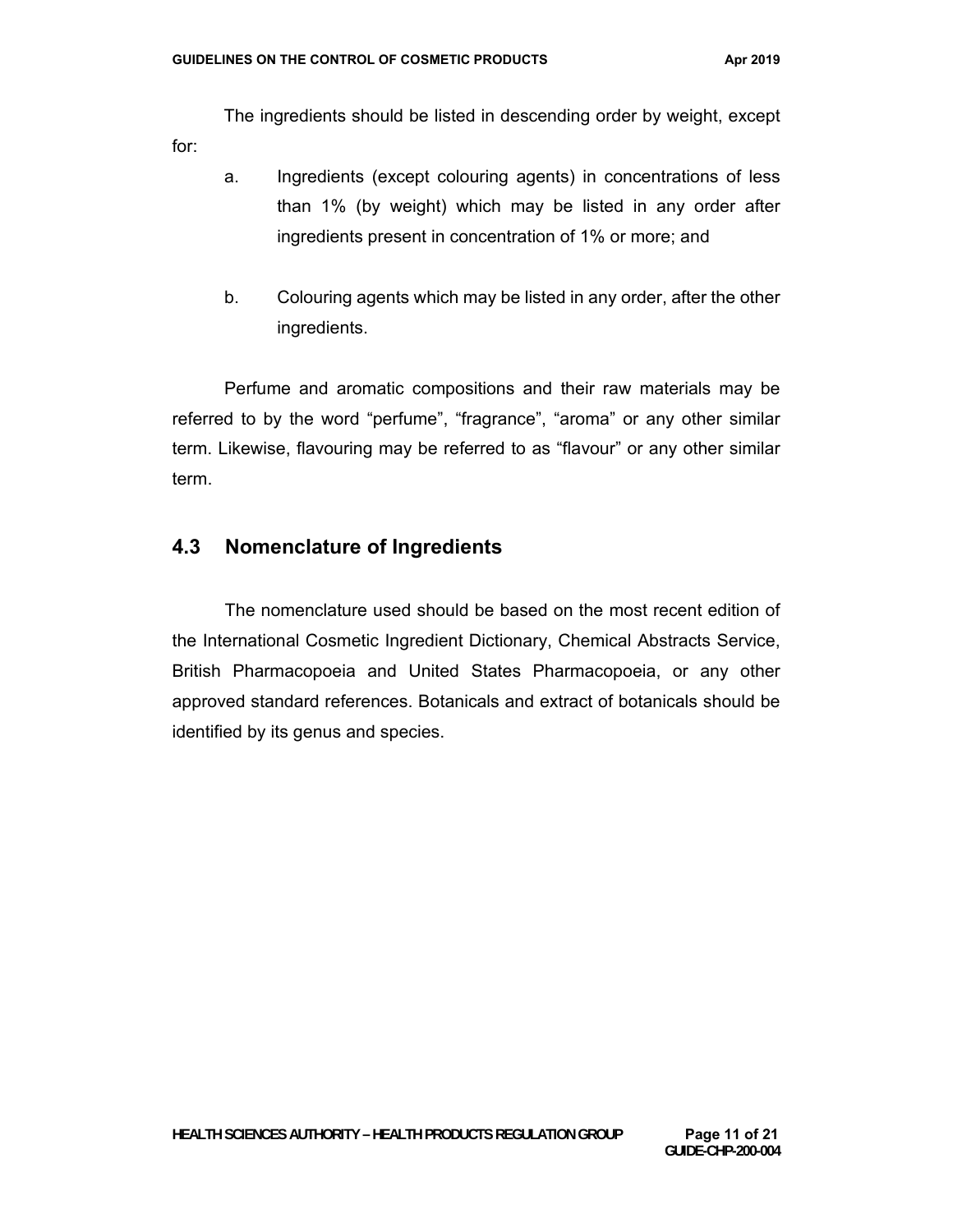The ingredients should be listed in descending order by weight, except for:

a. Ingredients (except colouring agents) in concentrations of less than 1% (by weight) which may be listed in any order after ingredients present in concentration of 1% or more; and

b. Colouring agents which may be listed in any order, after the other ingredients.

Perfume and aromatic compositions and their raw materials may be referred to by the word “perfume”, “fragrance”, “aroma” or any other similar term. Likewise, flavouring may be referred to as “flavour” or any other similar term.

## 4.3 Nomenclature of Ingredients

The nomenclature used should be based on the most recent edition of the International Cosmetic Ingredient Dictionary, Chemical Abstracts Service, British Pharmacopoeia and United States Pharmacopoeia, or any other approved standard references. Botanicals and extract of botanicals should be identified by its genus and species.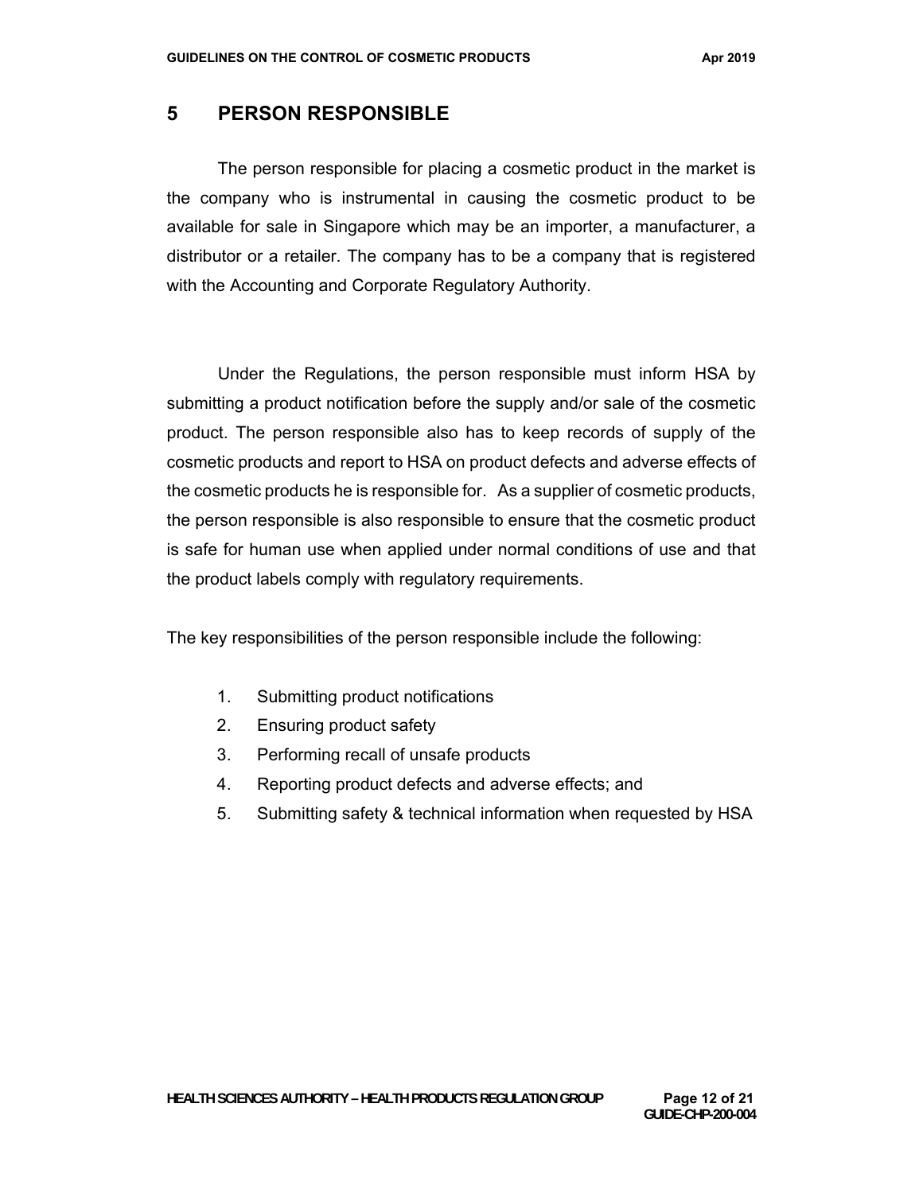## 5 PERSON RESPONSIBLE

The person responsible for placing a cosmetic product in the market is the company who is instrumental in causing the cosmetic product to be available for sale in Singapore which may be an importer, a manufacturer, a distributor or a retailer. The company has to be a company that is registered with the Accounting and Corporate Regulatory Authority.

Under the Regulations, the person responsible must inform HSA by submitting a product notification before the supply and/or sale of the cosmetic product. The person responsible also has to keep records of supply of the cosmetic products and report to HSA on product defects and adverse effects of the cosmetic products he is responsible for. As a supplier of cosmetic products, the person responsible is also responsible to ensure that the cosmetic product is safe for human use when applied under normal conditions of use and that the product labels comply with regulatory requirements.

The key responsibilities of the person responsible include the following:

1. Submitting product notifications
2. Ensuring product safety
3. Performing recall of unsafe products
4. Reporting product defects and adverse effects; and
5. Submitting safety & technical information when requested by HSA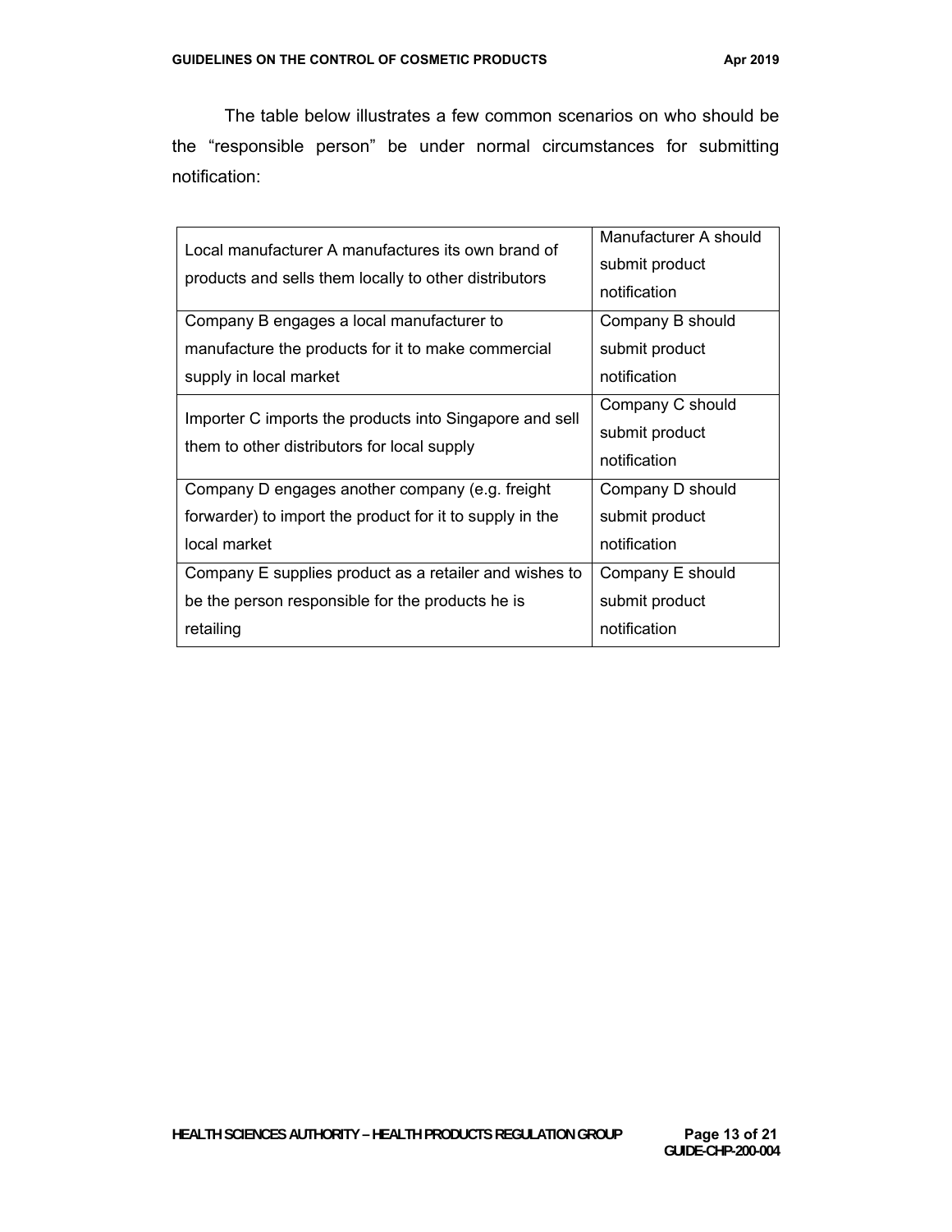The table below illustrates a few common scenarios on who should be the "responsible person" be under normal circumstances for submitting notification:

| | |
|---|---|
| Local manufacturer A manufactures its own brand of products and sells them locally to other distributors | Manufacturer A should submit product notification |
| Company B engages a local manufacturer to manufacture the products for it to make commercial supply in local market | Company B should submit product notification |
| Importer C imports the products into Singapore and sell them to other distributors for local supply | Company C should submit product notification |
| Company D engages another company (e.g. freight forwarder) to import the product for it to supply in the local market | Company D should submit product notification |
| Company E supplies product as a retailer and wishes to be the person responsible for the products he is retailing | Company E should submit product notification |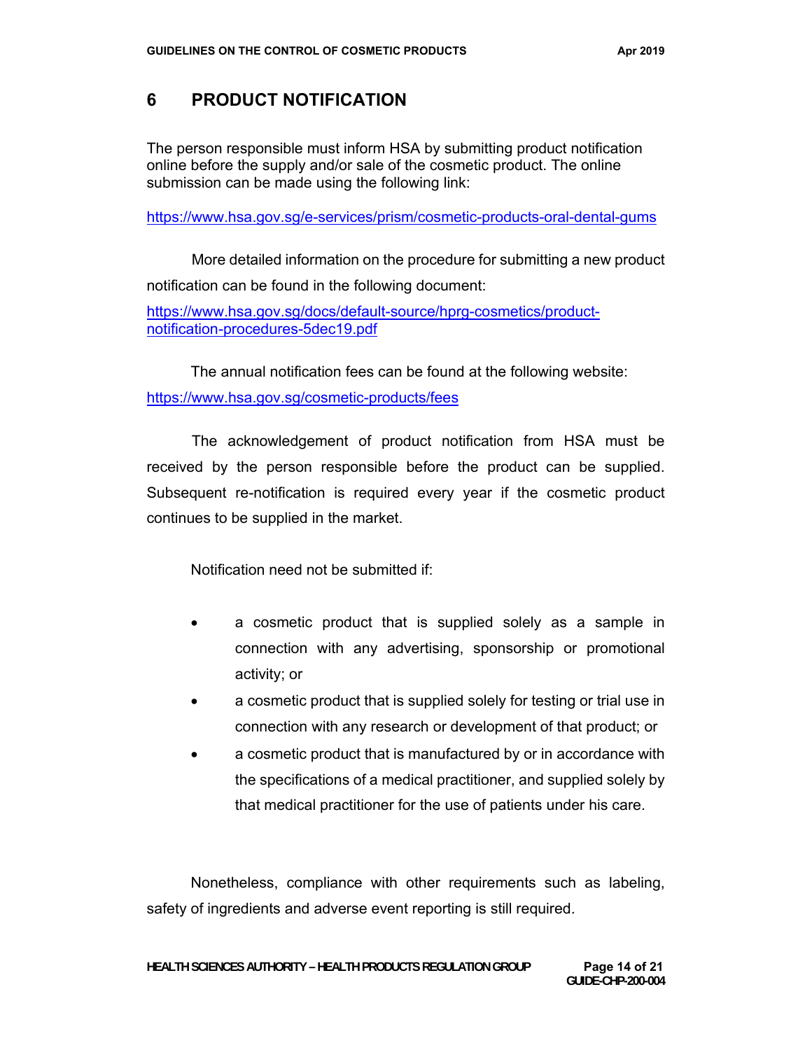## 6 PRODUCT NOTIFICATION

The person responsible must inform HSA by submitting product notification online before the supply and/or sale of the cosmetic product. The online submission can be made using the following link:

https://www.hsa.gov.sg/e-services/prism/cosmetic-products-oral-dental-gums

More detailed information on the procedure for submitting a new product notification can be found in the following document:

https://www.hsa.gov.sg/docs/default-source/hprg-cosmetics/product-notification-procedures-5dec19.pdf

The annual notification fees can be found at the following website:
https://www.hsa.gov.sg/cosmetic-products/fees

The acknowledgement of product notification from HSA must be received by the person responsible before the product can be supplied. Subsequent re-notification is required every year if the cosmetic product continues to be supplied in the market.

Notification need not be submitted if:

- a cosmetic product that is supplied solely as a sample in connection with any advertising, sponsorship or promotional activity; or
- a cosmetic product that is supplied solely for testing or trial use in connection with any research or development of that product; or
- a cosmetic product that is manufactured by or in accordance with the specifications of a medical practitioner, and supplied solely by that medical practitioner for the use of patients under his care.

Nonetheless, compliance with other requirements such as labeling, safety of ingredients and adverse event reporting is still required.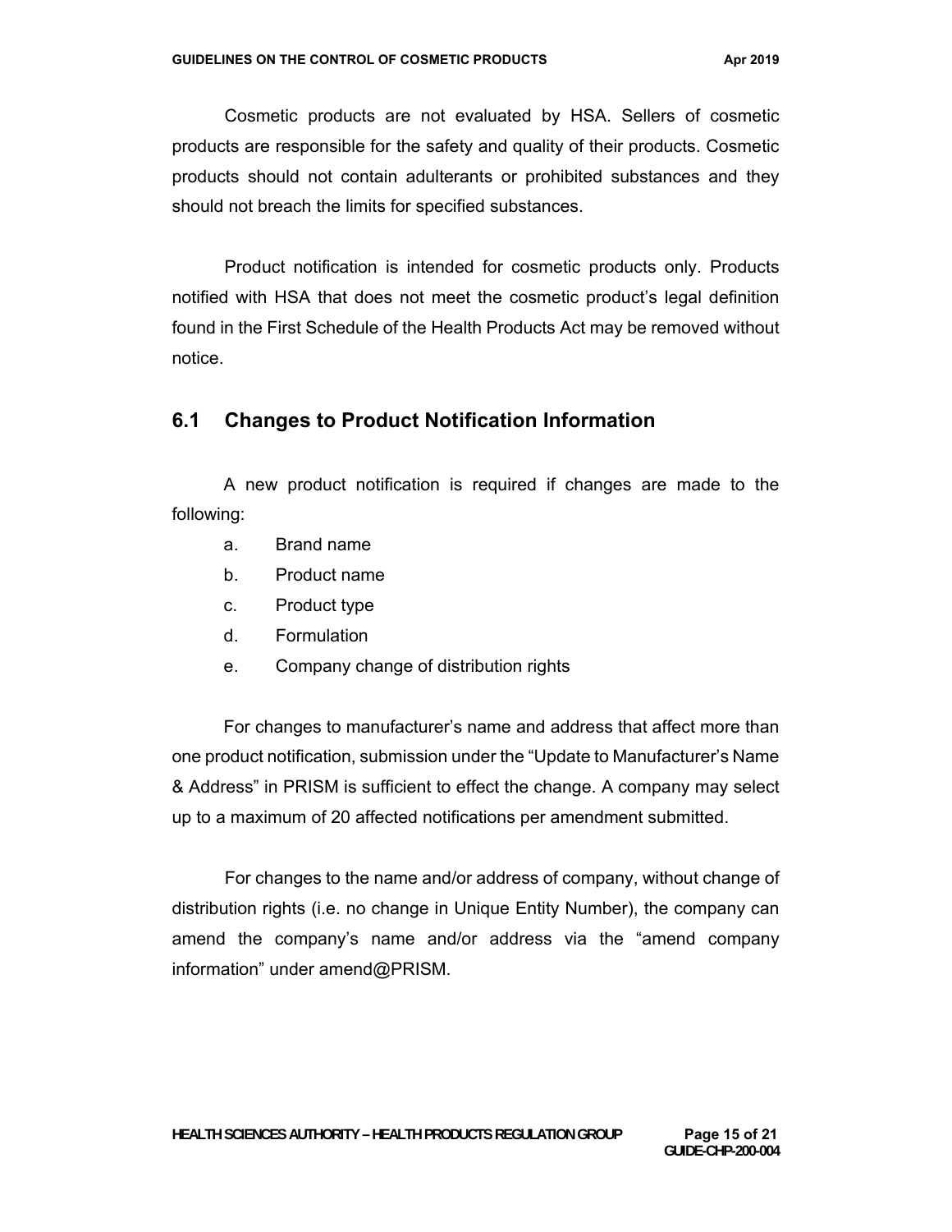Cosmetic products are not evaluated by HSA. Sellers of cosmetic products are responsible for the safety and quality of their products. Cosmetic products should not contain adulterants or prohibited substances and they should not breach the limits for specified substances.

Product notification is intended for cosmetic products only. Products notified with HSA that does not meet the cosmetic product's legal definition found in the First Schedule of the Health Products Act may be removed without notice.

## 6.1 Changes to Product Notification Information

A new product notification is required if changes are made to the following:

a. Brand name
b. Product name
c. Product type
d. Formulation
e. Company change of distribution rights

For changes to manufacturer's name and address that affect more than one product notification, submission under the "Update to Manufacturer's Name & Address" in PRISM is sufficient to effect the change. A company may select up to a maximum of 20 affected notifications per amendment submitted.

For changes to the name and/or address of company, without change of distribution rights (i.e. no change in Unique Entity Number), the company can amend the company's name and/or address via the "amend company information" under amend@PRISM.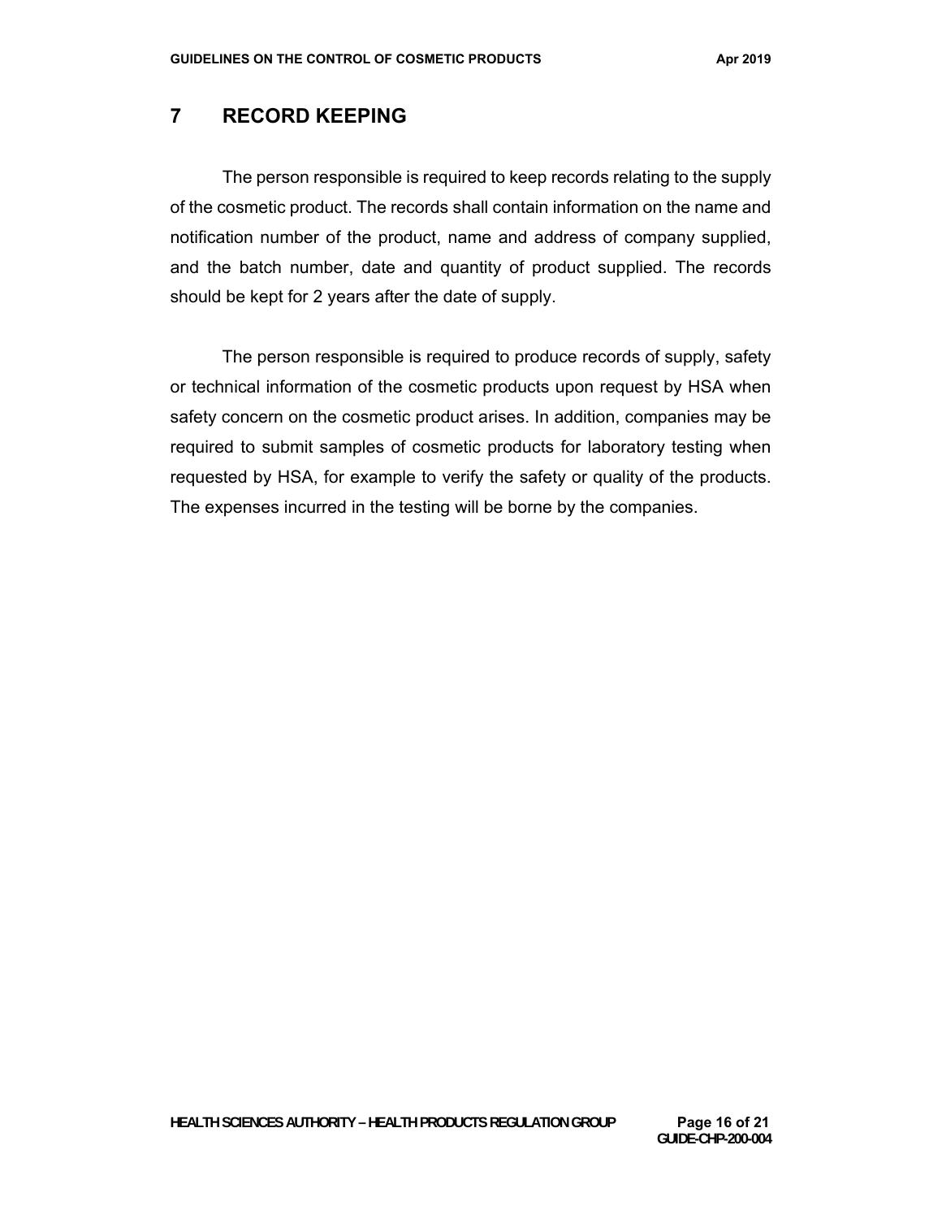# 7 RECORD KEEPING

The person responsible is required to keep records relating to the supply of the cosmetic product. The records shall contain information on the name and notification number of the product, name and address of company supplied, and the batch number, date and quantity of product supplied. The records should be kept for 2 years after the date of supply.

The person responsible is required to produce records of supply, safety or technical information of the cosmetic products upon request by HSA when safety concern on the cosmetic product arises. In addition, companies may be required to submit samples of cosmetic products for laboratory testing when requested by HSA, for example to verify the safety or quality of the products. The expenses incurred in the testing will be borne by the companies.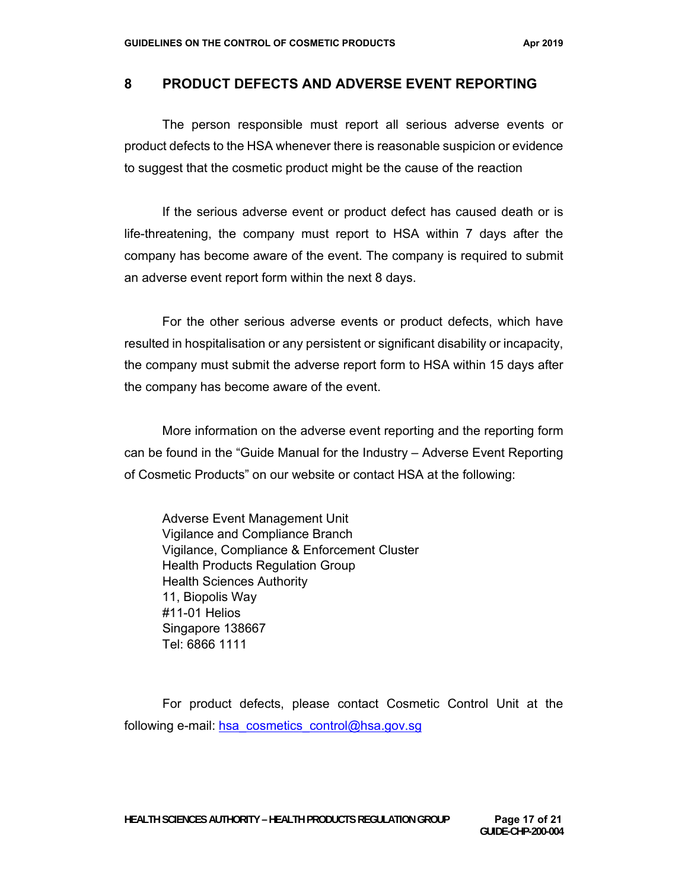# 8 PRODUCT DEFECTS AND ADVERSE EVENT REPORTING

The person responsible must report all serious adverse events or product defects to the HSA whenever there is reasonable suspicion or evidence to suggest that the cosmetic product might be the cause of the reaction

If the serious adverse event or product defect has caused death or is life-threatening, the company must report to HSA within 7 days after the company has become aware of the event. The company is required to submit an adverse event report form within the next 8 days.

For the other serious adverse events or product defects, which have resulted in hospitalisation or any persistent or significant disability or incapacity, the company must submit the adverse report form to HSA within 15 days after the company has become aware of the event.

More information on the adverse event reporting and the reporting form can be found in the "Guide Manual for the Industry – Adverse Event Reporting of Cosmetic Products" on our website or contact HSA at the following:

Adverse Event Management Unit  
Vigilance and Compliance Branch  
Vigilance, Compliance & Enforcement Cluster  
Health Products Regulation Group  
Health Sciences Authority  
11, Biopolis Way  
#11-01 Helios  
Singapore 138667  
Tel: 6866 1111

For product defects, please contact Cosmetic Control Unit at the following e-mail: hsa_cosmetics_control@hsa.gov.sg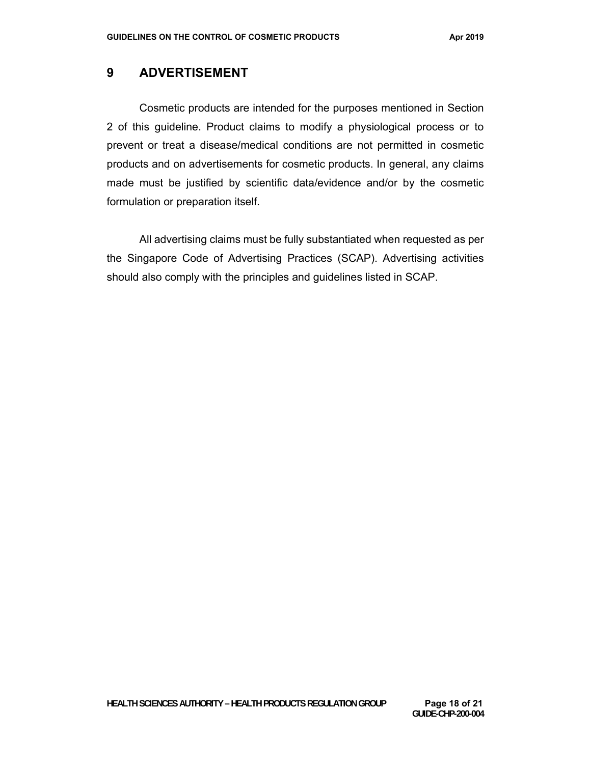# 9 ADVERTISEMENT

Cosmetic products are intended for the purposes mentioned in Section 2 of this guideline. Product claims to modify a physiological process or to prevent or treat a disease/medical conditions are not permitted in cosmetic products and on advertisements for cosmetic products. In general, any claims made must be justified by scientific data/evidence and/or by the cosmetic formulation or preparation itself.

All advertising claims must be fully substantiated when requested as per the Singapore Code of Advertising Practices (SCAP). Advertising activities should also comply with the principles and guidelines listed in SCAP.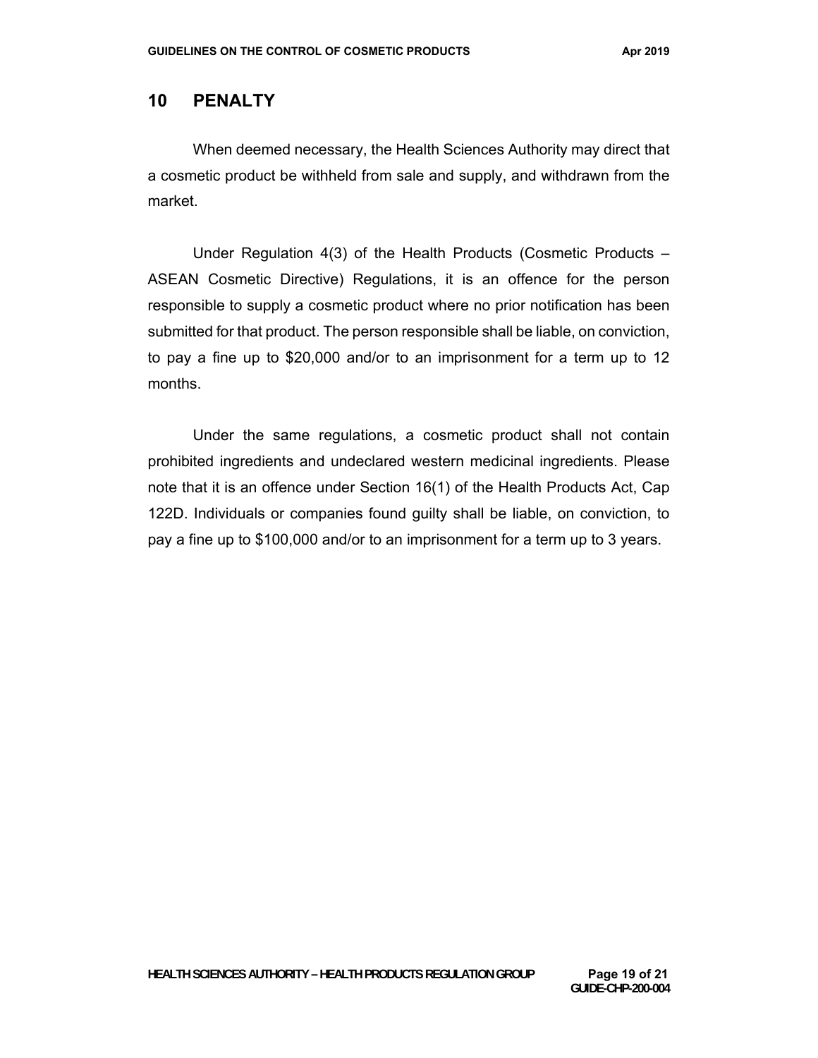# 10 PENALTY

When deemed necessary, the Health Sciences Authority may direct that a cosmetic product be withheld from sale and supply, and withdrawn from the market.

Under Regulation 4(3) of the Health Products (Cosmetic Products – ASEAN Cosmetic Directive) Regulations, it is an offence for the person responsible to supply a cosmetic product where no prior notification has been submitted for that product. The person responsible shall be liable, on conviction, to pay a fine up to $20,000 and/or to an imprisonment for a term up to 12 months.

Under the same regulations, a cosmetic product shall not contain prohibited ingredients and undeclared western medicinal ingredients. Please note that it is an offence under Section 16(1) of the Health Products Act, Cap 122D. Individuals or companies found guilty shall be liable, on conviction, to pay a fine up to $100,000 and/or to an imprisonment for a term up to 3 years.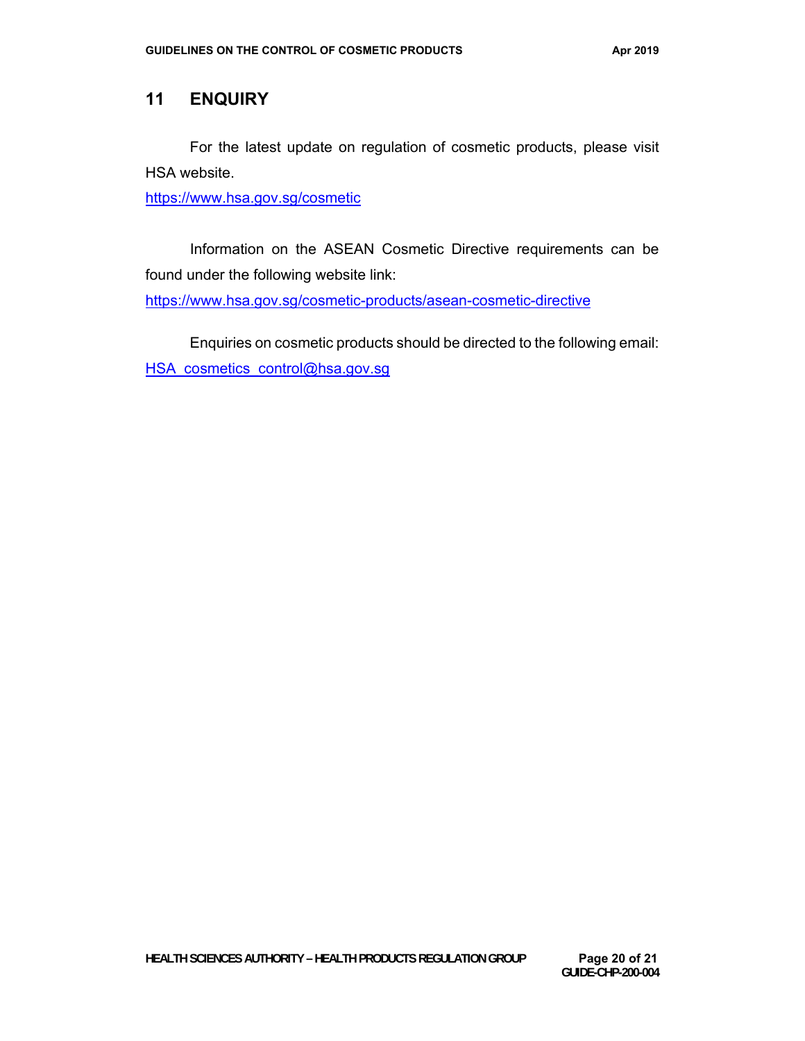# 11 ENQUIRY

For the latest update on regulation of cosmetic products, please visit HSA website.
https://www.hsa.gov.sg/cosmetic

Information on the ASEAN Cosmetic Directive requirements can be found under the following website link:
https://www.hsa.gov.sg/cosmetic-products/asean-cosmetic-directive

Enquiries on cosmetic products should be directed to the following email:
HSA_cosmetics_control@hsa.gov.sg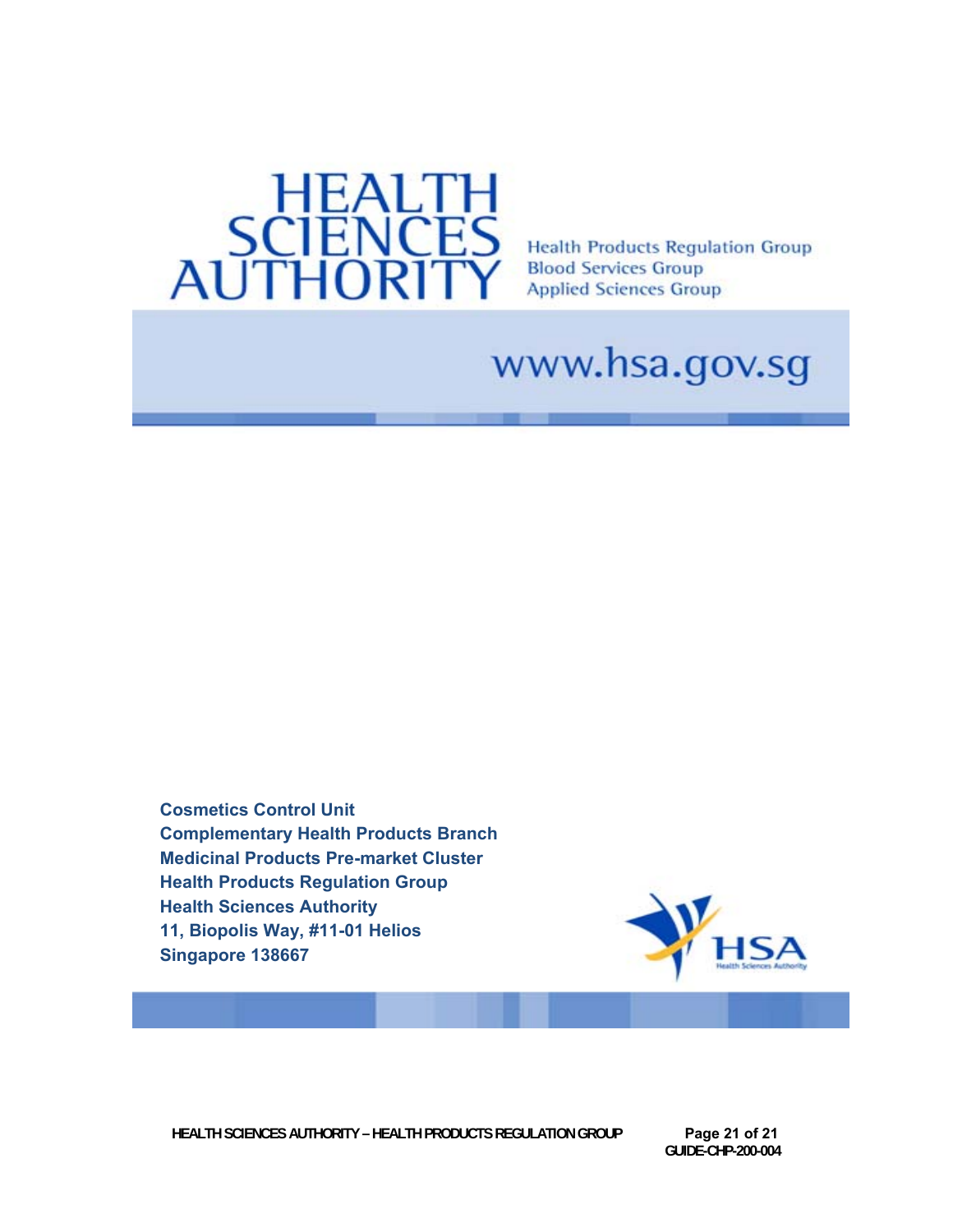HEALTH SCIENCES AUTHORITY

Health Products Regulation Group
Blood Services Group
Applied Sciences Group

www.hsa.gov.sg

**Cosmetics Control Unit**
**Complementary Health Products Branch**
**Medicinal Products Pre-market Cluster**
**Health Products Regulation Group**
**Health Sciences Authority**
**11, Biopolis Way, #11-01 Helios**
**Singapore 138667**